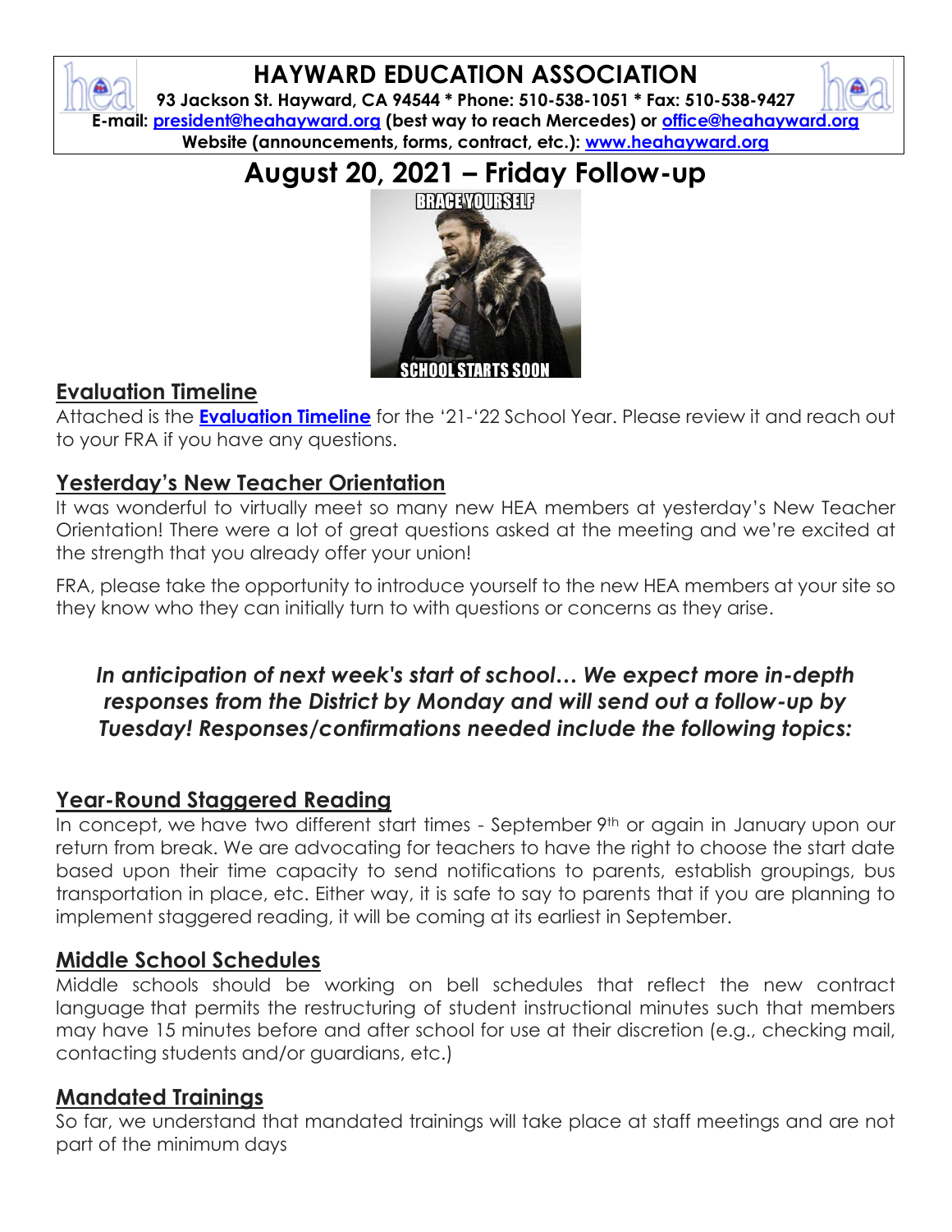# HAYWARD EDUCATION ASSOCIATION

**93 Jackson St. Hayward, CA 94544 * Phone: 510-538-1051 * Fax: 510-538-9427**
**E-mail: president@heahayward.org (best way to reach Mercedes) or office@heahayward.org**
**Website (announcements, forms, contract, etc.): www.heahayward.org**

# August 20, 2021 – Friday Follow-up

## Evaluation Timeline

Attached is the **Evaluation Timeline** for the '21-'22 School Year. Please review it and reach out to your FRA if you have any questions.

## Yesterday's New Teacher Orientation

It was wonderful to virtually meet so many new HEA members at yesterday's New Teacher Orientation! There were a lot of great questions asked at the meeting and we're excited at the strength that you already offer your union!

FRA, please take the opportunity to introduce yourself to the new HEA members at your site so they know who they can initially turn to with questions or concerns as they arise.

***In anticipation of next week's start of school… We expect more in-depth responses from the District by Monday and will send out a follow-up by Tuesday! Responses/confirmations needed include the following topics:***

## Year-Round Staggered Reading

In concept, we have two different start times - September 9th or again in January upon our return from break. We are advocating for teachers to have the right to choose the start date based upon their time capacity to send notifications to parents, establish groupings, bus transportation in place, etc. Either way, it is safe to say to parents that if you are planning to implement staggered reading, it will be coming at its earliest in September.

## Middle School Schedules

Middle schools should be working on bell schedules that reflect the new contract language that permits the restructuring of student instructional minutes such that members may have 15 minutes before and after school for use at their discretion (e.g., checking mail, contacting students and/or guardians, etc.)

## Mandated Trainings

So far, we understand that mandated trainings will take place at staff meetings and are not part of the minimum days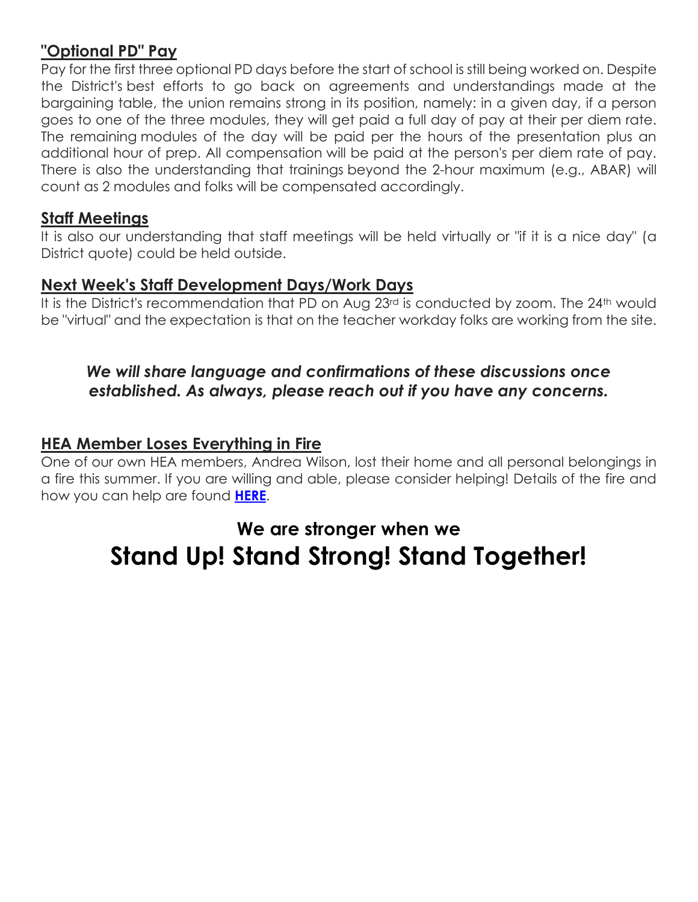## "Optional PD" Pay

Pay for the first three optional PD days before the start of school is still being worked on. Despite the District's best efforts to go back on agreements and understandings made at the bargaining table, the union remains strong in its position, namely: in a given day, if a person goes to one of the three modules, they will get paid a full day of pay at their per diem rate. The remaining modules of the day will be paid per the hours of the presentation plus an additional hour of prep. All compensation will be paid at the person's per diem rate of pay. There is also the understanding that trainings beyond the 2-hour maximum (e.g., ABAR) will count as 2 modules and folks will be compensated accordingly.

## Staff Meetings

It is also our understanding that staff meetings will be held virtually or "if it is a nice day" (a District quote) could be held outside.

## Next Week's Staff Development Days/Work Days

It is the District's recommendation that PD on Aug 23rd is conducted by zoom. The 24th would be "virtual" and the expectation is that on the teacher workday folks are working from the site.

***We will share language and confirmations of these discussions once established. As always, please reach out if you have any concerns.***

## HEA Member Loses Everything in Fire

One of our own HEA members, Andrea Wilson, lost their home and all personal belongings in a fire this summer. If you are willing and able, please consider helping! Details of the fire and how you can help are found **HERE**.

**We are stronger when we**

# Stand Up! Stand Strong! Stand Together!